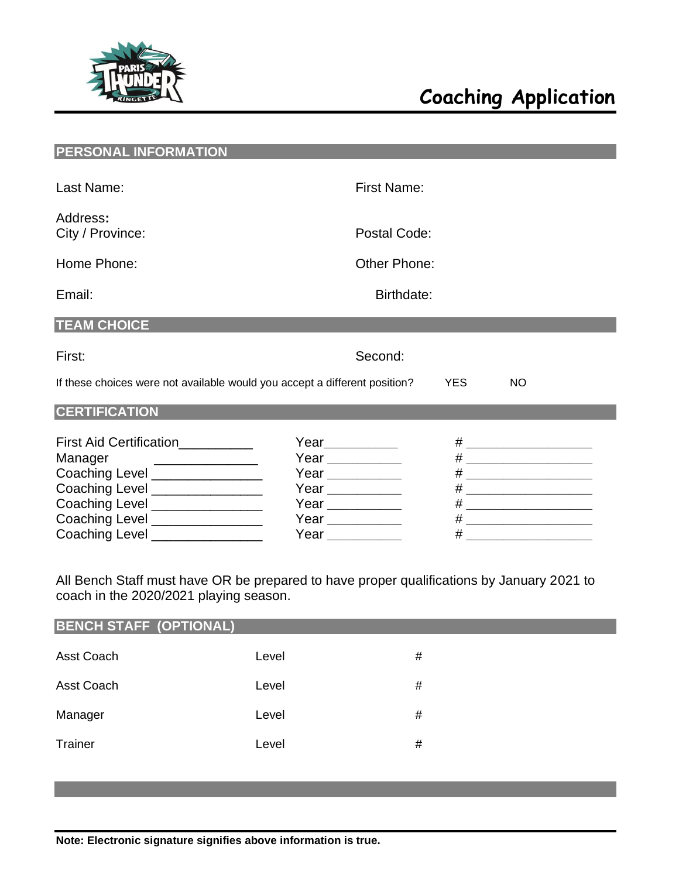# Coaching Application

## PERSONAL INFORMATION

Last Name: First Name:

Address:
City / Province: Postal Code:

Home Phone: Other Phone:

Email: Birthdate:

## TEAM CHOICE

First: Second:

If these choices were not available would you accept a different position? YES NO

## CERTIFICATION

| | | |
|---|---|---|
| First Aid Certification__________ | Year__________ | # __________________ |
| Manager ______________ | Year __________ | # __________________ |
| Coaching Level _______________ | Year __________ | # __________________ |
| Coaching Level _______________ | Year __________ | # __________________ |
| Coaching Level _______________ | Year __________ | # __________________ |
| Coaching Level _______________ | Year __________ | # __________________ |
| Coaching Level _______________ | Year __________ | # __________________ |

All Bench Staff must have OR be prepared to have proper qualifications by January 2021 to coach in the 2020/2021 playing season.

## BENCH STAFF (OPTIONAL)

| | | |
|---|---|---|
| Asst Coach | Level | # |
| Asst Coach | Level | # |
| Manager | Level | # |
| Trainer | Level | # |

**Note: Electronic signature signifies above information is true.**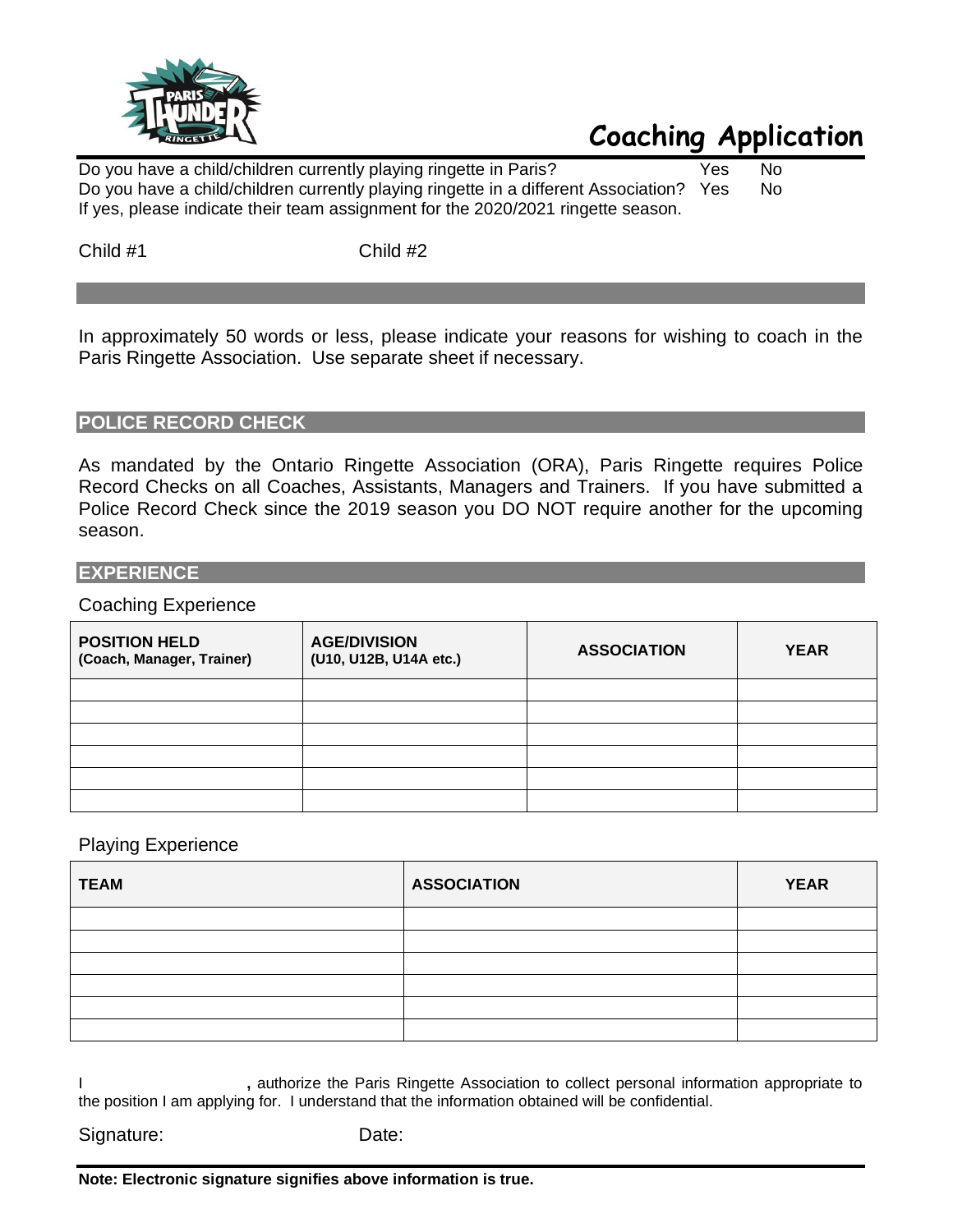# Coaching Application

Do you have a child/children currently playing ringette in Paris? Yes No

Do you have a child/children currently playing ringette in a different Association? Yes No

If yes, please indicate their team assignment for the 2020/2021 ringette season.

Child #1 Child #2

In approximately 50 words or less, please indicate your reasons for wishing to coach in the Paris Ringette Association. Use separate sheet if necessary.

## POLICE RECORD CHECK

As mandated by the Ontario Ringette Association (ORA), Paris Ringette requires Police Record Checks on all Coaches, Assistants, Managers and Trainers. If you have submitted a Police Record Check since the 2019 season you DO NOT require another for the upcoming season.

## EXPERIENCE

Coaching Experience

| **POSITION HELD (Coach, Manager, Trainer)** | **AGE/DIVISION (U10, U12B, U14A etc.)** | **ASSOCIATION** | **YEAR** |
|---|---|---|---|
| | | | |
| | | | |
| | | | |
| | | | |
| | | | |
| | | | |

Playing Experience

| **TEAM** | **ASSOCIATION** | **YEAR** |
|---|---|---|
| | | |
| | | |
| | | |
| | | |
| | | |
| | | |

I **,** authorize the Paris Ringette Association to collect personal information appropriate to the position I am applying for. I understand that the information obtained will be confidential.

Signature: Date:

**Note: Electronic signature signifies above information is true.**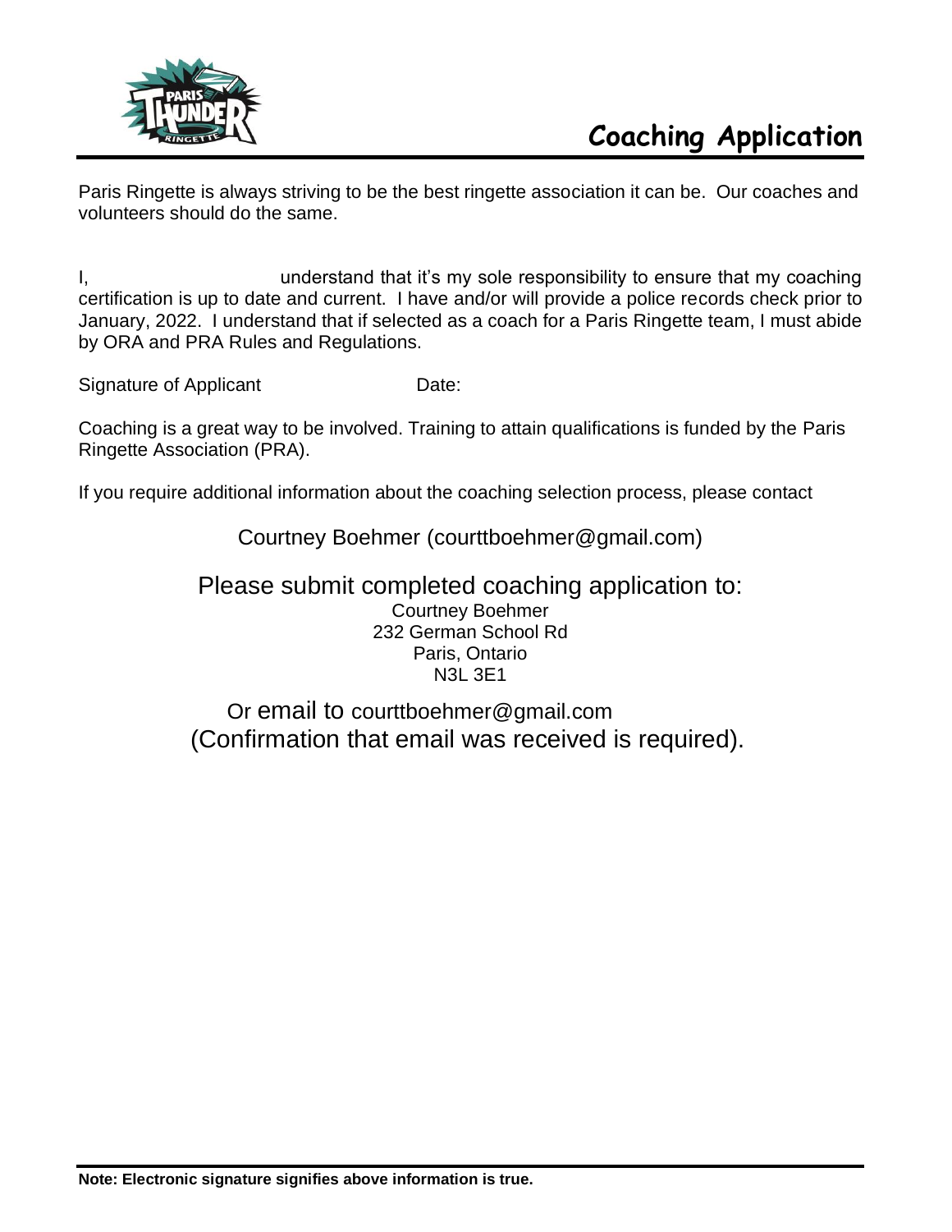# Coaching Application

Paris Ringette is always striving to be the best ringette association it can be. Our coaches and volunteers should do the same.

I, understand that it's my sole responsibility to ensure that my coaching certification is up to date and current. I have and/or will provide a police records check prior to January, 2022. I understand that if selected as a coach for a Paris Ringette team, I must abide by ORA and PRA Rules and Regulations.

Signature of Applicant Date:

Coaching is a great way to be involved. Training to attain qualifications is funded by the Paris Ringette Association (PRA).

If you require additional information about the coaching selection process, please contact

Courtney Boehmer (courttboehmer@gmail.com)

Please submit completed coaching application to:

Courtney Boehmer
232 German School Rd
Paris, Ontario
N3L 3E1

Or email to courttboehmer@gmail.com
(Confirmation that email was received is required).

**Note: Electronic signature signifies above information is true.**